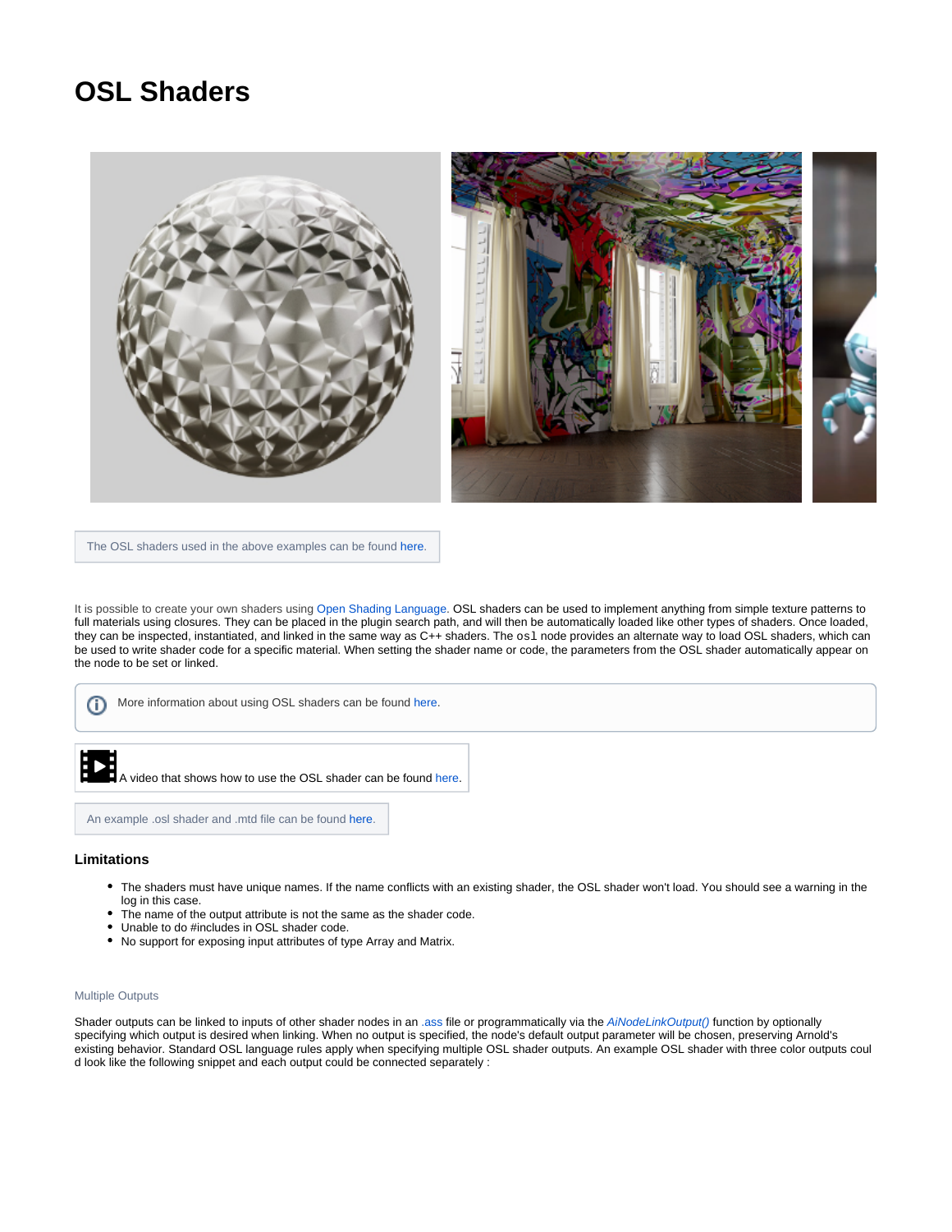# OSL Shaders

The OSL shaders used in the above examples can be found here.

It is possible to create your own shaders using Open Shading Language. OSL shaders can be used to implement anything from simple texture patterns to full materials using closures. They can be placed in the plugin search path, and will then be automatically loaded like other types of shaders. Once loaded, they can be inspected, instantiated, and linked in the same way as C++ shaders. The `osl` node provides an alternate way to load OSL shaders, which can be used to write shader code for a specific material. When setting the shader name or code, the parameters from the OSL shader automatically appear on the node to be set or linked.

More information about using OSL shaders can be found here.

A video that shows how to use the OSL shader can be found here.

An example .osl shader and .mtd file can be found here.

### Limitations

- The shaders must have unique names. If the name conflicts with an existing shader, the OSL shader won't load. You should see a warning in the log in this case.
- The name of the output attribute is not the same as the shader code.
- Unable to do #includes in OSL shader code.
- No support for exposing input attributes of type Array and Matrix.

#### Multiple Outputs

Shader outputs can be linked to inputs of other shader nodes in an .ass file or programmatically via the *AiNodeLinkOutput()* function by optionally specifying which output is desired when linking. When no output is specified, the node's default output parameter will be chosen, preserving Arnold's existing behavior. Standard OSL language rules apply when specifying multiple OSL shader outputs. An example OSL shader with three color outputs could look like the following snippet and each output could be connected separately :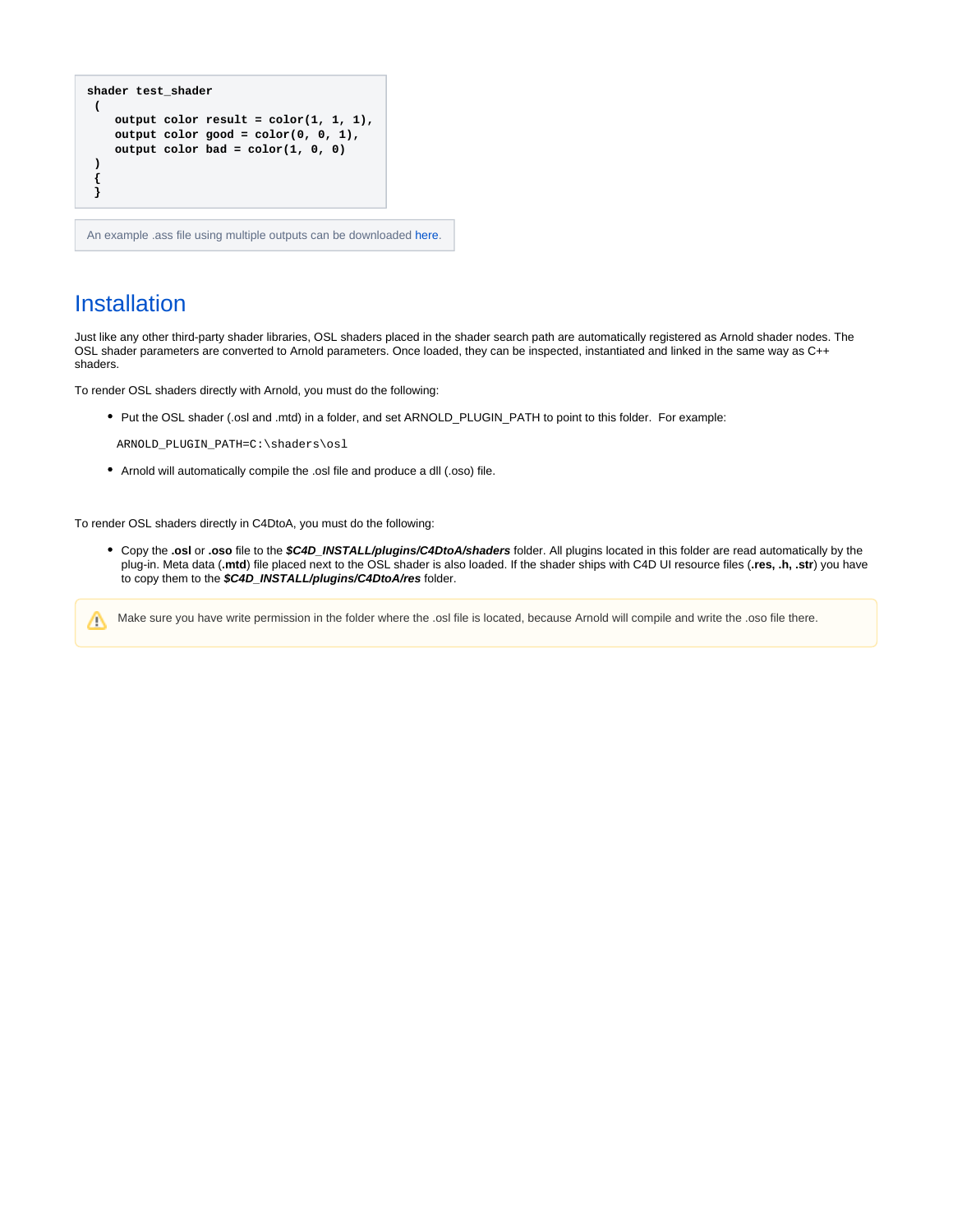```
shader test_shader
 (
    output color result = color(1, 1, 1),
    output color good = color(0, 0, 1),
    output color bad = color(1, 0, 0)
 )
 {
 }
```

An example .ass file using multiple outputs can be downloaded here.

## Installation

Just like any other third-party shader libraries, OSL shaders placed in the shader search path are automatically registered as Arnold shader nodes. The OSL shader parameters are converted to Arnold parameters. Once loaded, they can be inspected, instantiated and linked in the same way as C++ shaders.

To render OSL shaders directly with Arnold, you must do the following:

- Put the OSL shader (.osl and .mtd) in a folder, and set ARNOLD_PLUGIN_PATH to point to this folder.  For example:

  ```
  ARNOLD_PLUGIN_PATH=C:\shaders\osl
  ```

- Arnold will automatically compile the .osl file and produce a dll (.oso) file.

To render OSL shaders directly in C4DtoA, you must do the following:

- Copy the **.osl** or **.oso** file to the ***$C4D_INSTALL/plugins/C4DtoA/shaders*** folder. All plugins located in this folder are read automatically by the plug-in. Meta data (**.mtd**) file placed next to the OSL shader is also loaded. If the shader ships with C4D UI resource files (**.res, .h, .str**) you have to copy them to the ***$C4D_INSTALL/plugins/C4DtoA/res*** folder.

> ⚠ Make sure you have write permission in the folder where the .osl file is located, because Arnold will compile and write the .oso file there.